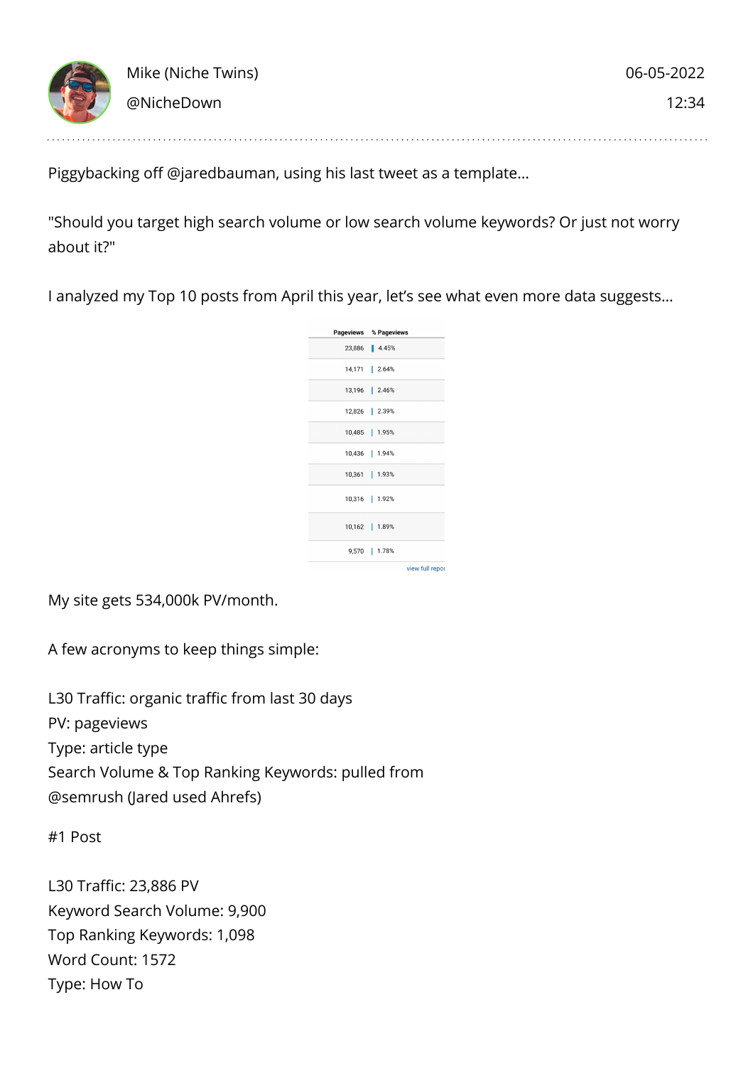Mike (Niche Twins)
@NicheDown

06-05-2022
12:34

Piggybacking off @jaredbauman, using his last tweet as a template...

"Should you target high search volume or low search volume keywords? Or just not worry about it?"

I analyzed my Top 10 posts from April this year, let's see what even more data suggests...

| Pageviews | % Pageviews |
|---|---|
| 23,886 | 4.45% |
| 14,171 | 2.64% |
| 13,196 | 2.46% |
| 12,826 | 2.39% |
| 10,485 | 1.95% |
| 10,436 | 1.94% |
| 10,361 | 1.93% |
| 10,316 | 1.92% |
| 10,162 | 1.89% |
| 9,570 | 1.78% |

view full report

My site gets 534,000k PV/month.

A few acronyms to keep things simple:

L30 Traffic: organic traffic from last 30 days
PV: pageviews
Type: article type
Search Volume & Top Ranking Keywords: pulled from @semrush (Jared used Ahrefs)

#1 Post

L30 Traffic: 23,886 PV
Keyword Search Volume: 9,900
Top Ranking Keywords: 1,098
Word Count: 1572
Type: How To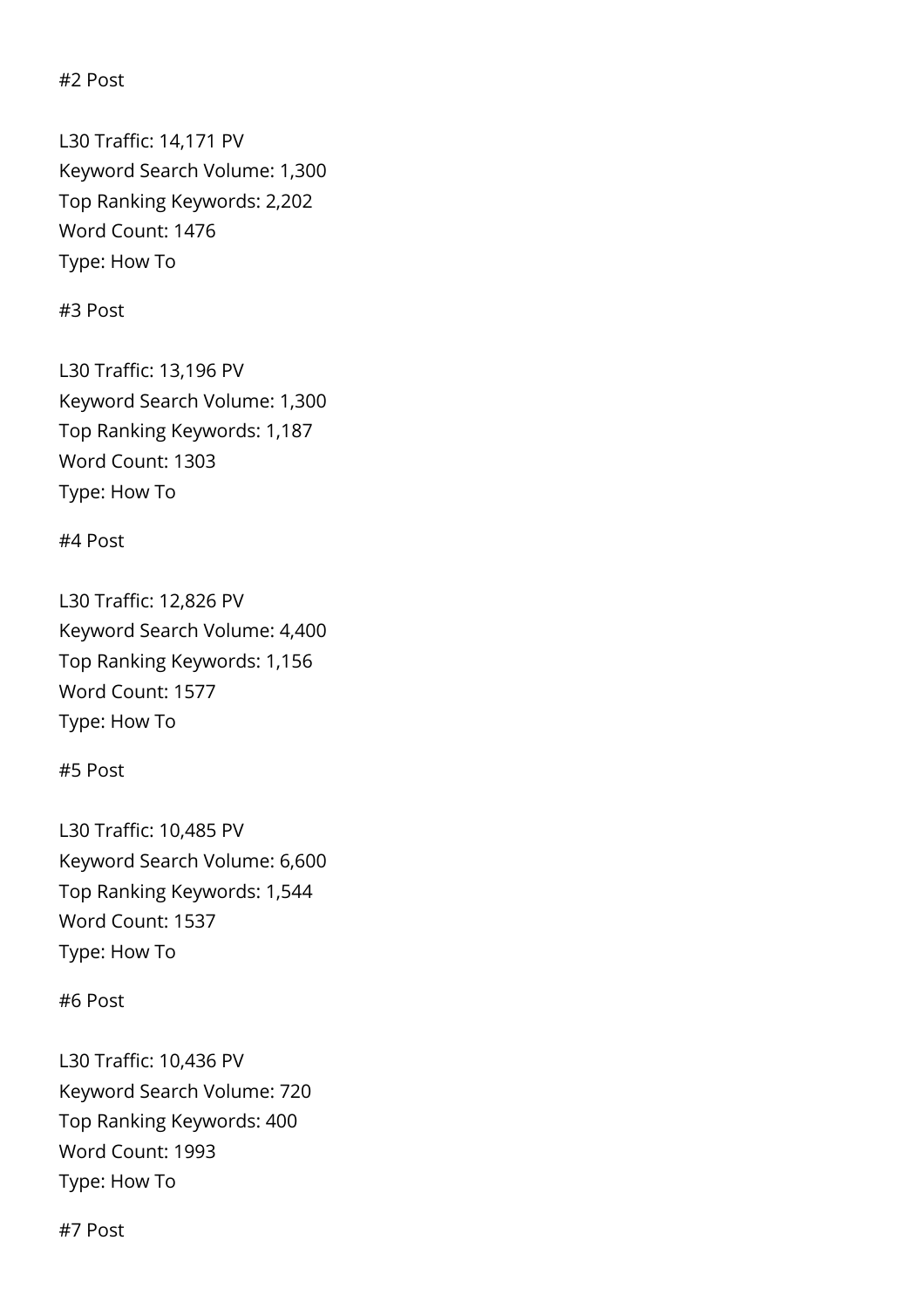#2 Post

L30 Traffic: 14,171 PV
Keyword Search Volume: 1,300
Top Ranking Keywords: 2,202
Word Count: 1476
Type: How To

#3 Post

L30 Traffic: 13,196 PV
Keyword Search Volume: 1,300
Top Ranking Keywords: 1,187
Word Count: 1303
Type: How To

#4 Post

L30 Traffic: 12,826 PV
Keyword Search Volume: 4,400
Top Ranking Keywords: 1,156
Word Count: 1577
Type: How To

#5 Post

L30 Traffic: 10,485 PV
Keyword Search Volume: 6,600
Top Ranking Keywords: 1,544
Word Count: 1537
Type: How To

#6 Post

L30 Traffic: 10,436 PV
Keyword Search Volume: 720
Top Ranking Keywords: 400
Word Count: 1993
Type: How To

#7 Post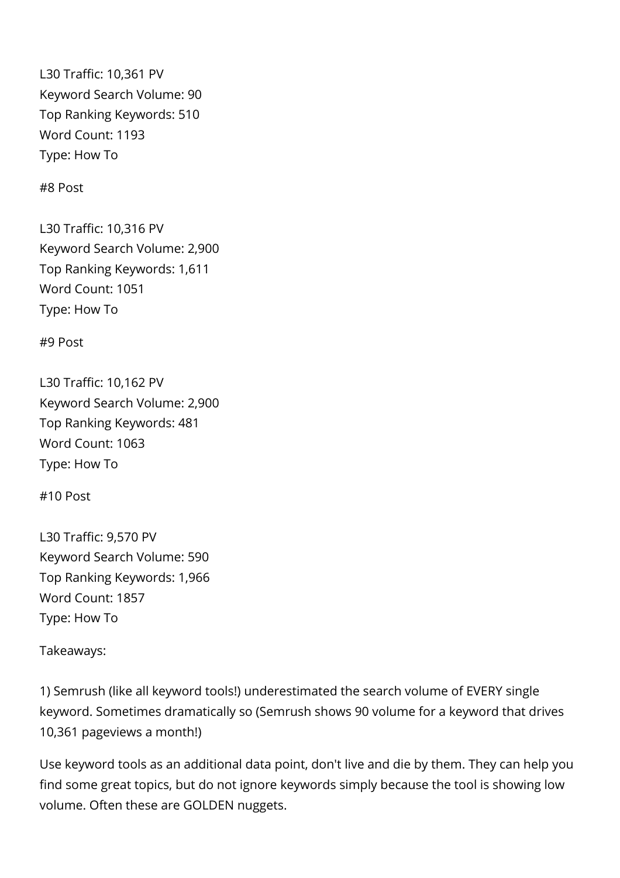L30 Traffic: 10,361 PV
Keyword Search Volume: 90
Top Ranking Keywords: 510
Word Count: 1193
Type: How To

#8 Post

L30 Traffic: 10,316 PV
Keyword Search Volume: 2,900
Top Ranking Keywords: 1,611
Word Count: 1051
Type: How To

#9 Post

L30 Traffic: 10,162 PV
Keyword Search Volume: 2,900
Top Ranking Keywords: 481
Word Count: 1063
Type: How To

#10 Post

L30 Traffic: 9,570 PV
Keyword Search Volume: 590
Top Ranking Keywords: 1,966
Word Count: 1857
Type: How To

Takeaways:

1) Semrush (like all keyword tools!) underestimated the search volume of EVERY single keyword. Sometimes dramatically so (Semrush shows 90 volume for a keyword that drives 10,361 pageviews a month!)

Use keyword tools as an additional data point, don't live and die by them. They can help you find some great topics, but do not ignore keywords simply because the tool is showing low volume. Often these are GOLDEN nuggets.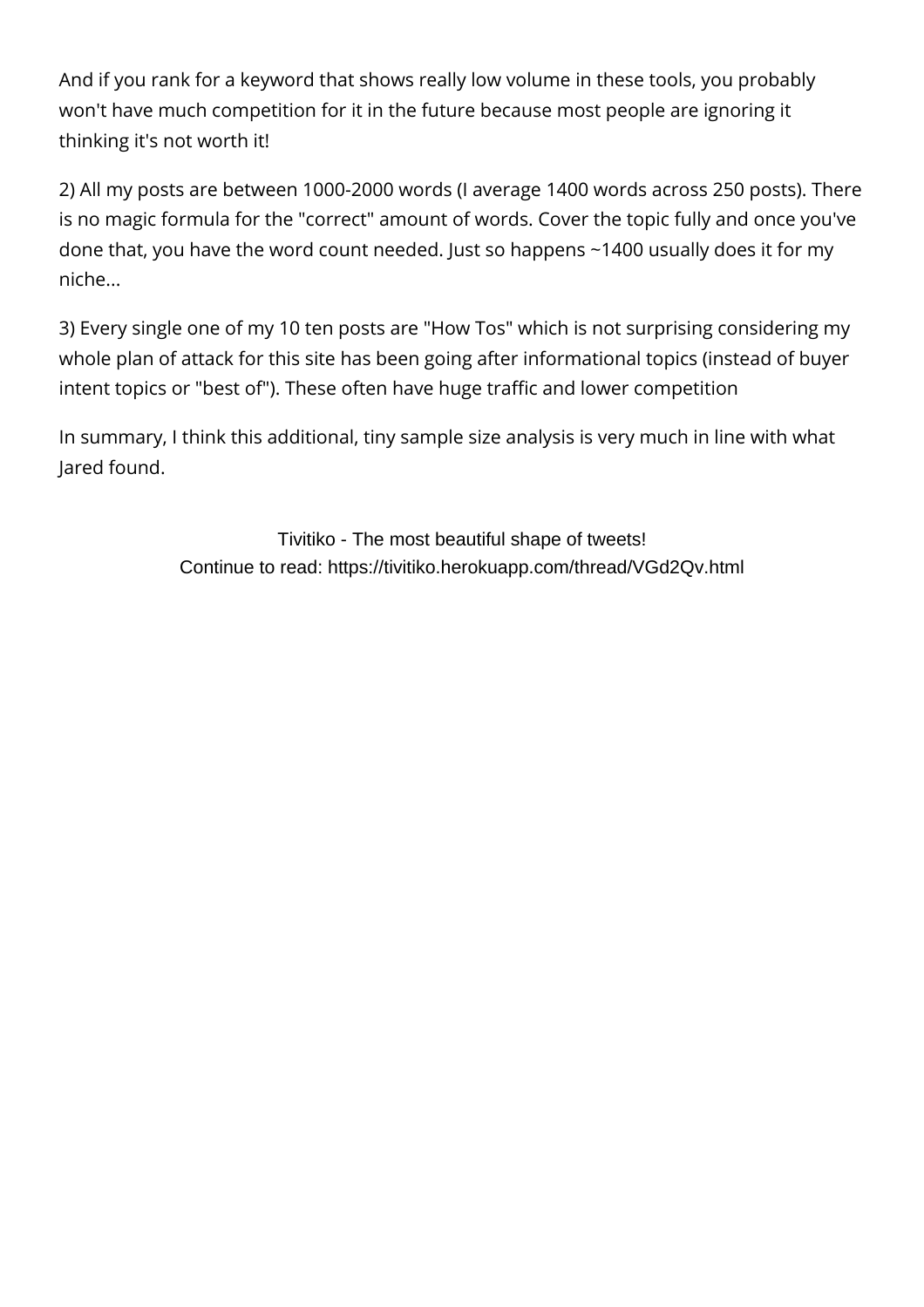And if you rank for a keyword that shows really low volume in these tools, you probably won't have much competition for it in the future because most people are ignoring it thinking it's not worth it!

2) All my posts are between 1000-2000 words (I average 1400 words across 250 posts). There is no magic formula for the "correct" amount of words. Cover the topic fully and once you've done that, you have the word count needed. Just so happens ~1400 usually does it for my niche...

3) Every single one of my 10 ten posts are "How Tos" which is not surprising considering my whole plan of attack for this site has been going after informational topics (instead of buyer intent topics or "best of"). These often have huge traffic and lower competition

In summary, I think this additional, tiny sample size analysis is very much in line with what Jared found.

Tivitiko - The most beautiful shape of tweets!
Continue to read: https://tivitiko.herokuapp.com/thread/VGd2Qv.html